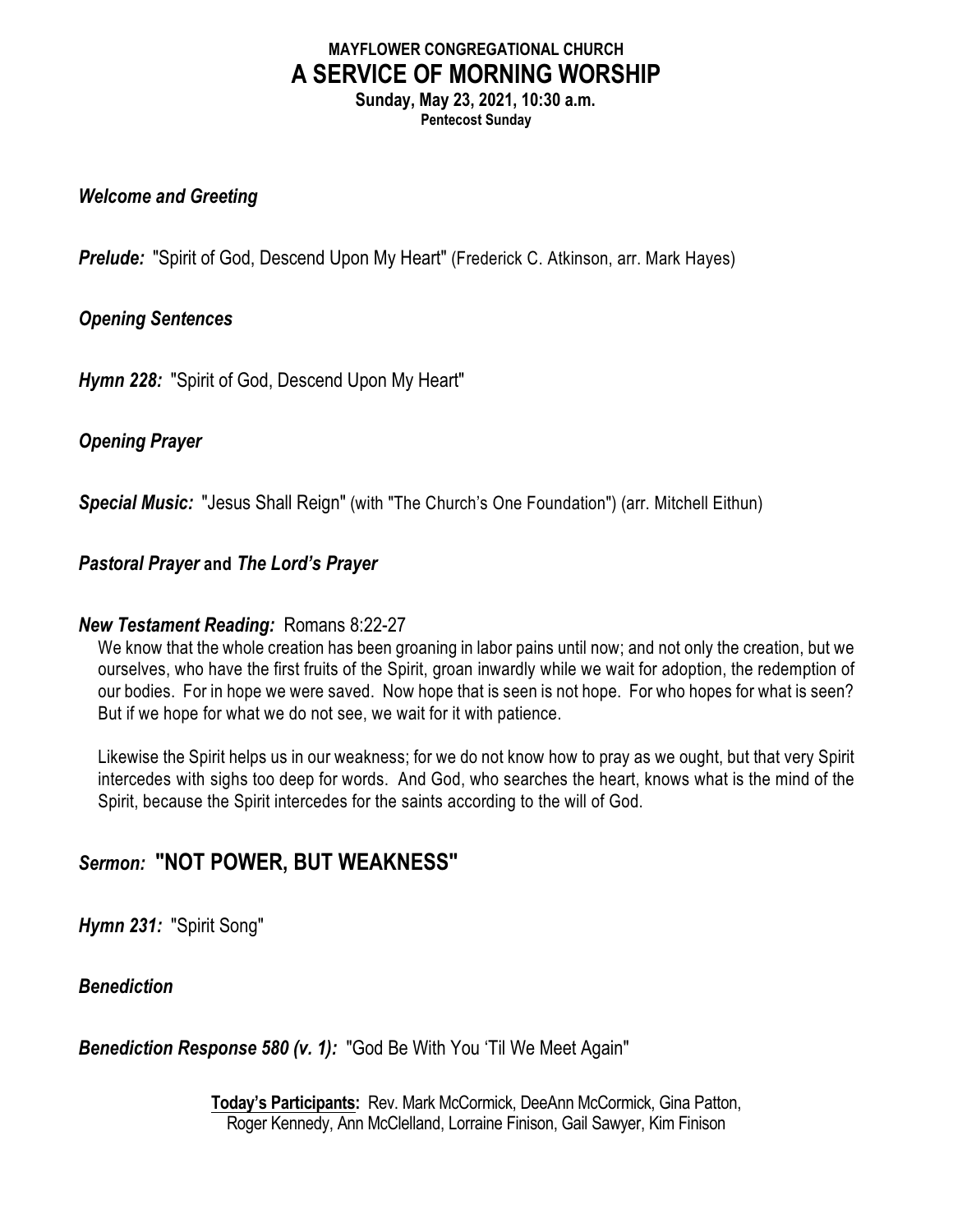**MAYFLOWER CONGREGATIONAL CHURCH**

# A SERVICE OF MORNING WORSHIP

**Sunday, May 23, 2021, 10:30 a.m.**

**Pentecost Sunday**

***Welcome and Greeting***

***Prelude:*** "Spirit of God, Descend Upon My Heart" (Frederick C. Atkinson, arr. Mark Hayes)

***Opening Sentences***

***Hymn 228:*** "Spirit of God, Descend Upon My Heart"

***Opening Prayer***

***Special Music:*** "Jesus Shall Reign" (with "The Church's One Foundation") (arr. Mitchell Eithun)

***Pastoral Prayer* and *The Lord's Prayer***

***New Testament Reading:*** Romans 8:22-27

We know that the whole creation has been groaning in labor pains until now; and not only the creation, but we ourselves, who have the first fruits of the Spirit, groan inwardly while we wait for adoption, the redemption of our bodies. For in hope we were saved. Now hope that is seen is not hope. For who hopes for what is seen? But if we hope for what we do not see, we wait for it with patience.

Likewise the Spirit helps us in our weakness; for we do not know how to pray as we ought, but that very Spirit intercedes with sighs too deep for words. And God, who searches the heart, knows what is the mind of the Spirit, because the Spirit intercedes for the saints according to the will of God.

## *Sermon:* "NOT POWER, BUT WEAKNESS"

***Hymn 231:*** "Spirit Song"

***Benediction***

***Benediction Response 580 (v. 1):*** "God Be With You 'Til We Meet Again"

**Today's Participants:** Rev. Mark McCormick, DeeAnn McCormick, Gina Patton, Roger Kennedy, Ann McClelland, Lorraine Finison, Gail Sawyer, Kim Finison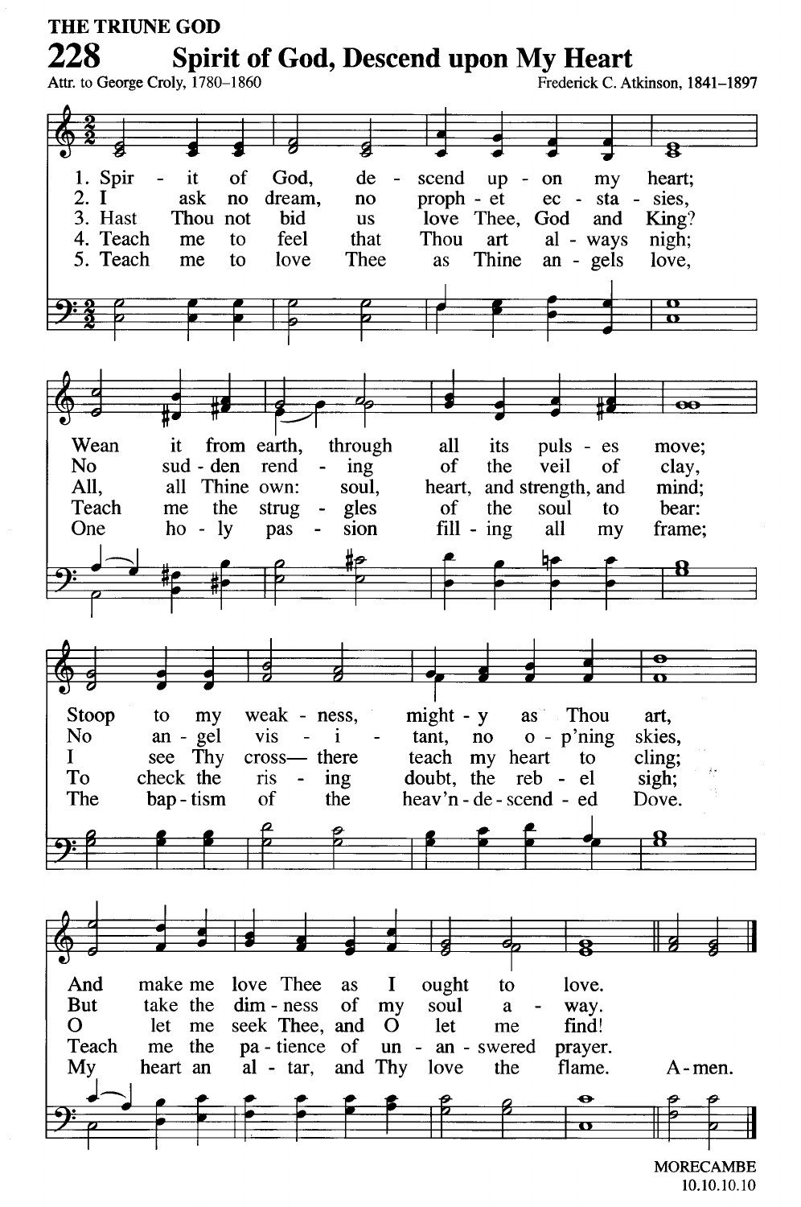THE TRIUNE GOD

# 228 Spirit of God, Descend upon My Heart

Attr. to George Croly, 1780–1860

Frederick C. Atkinson, 1841–1897

1. Spirit of God, descend upon my heart;
Wean it from earth, through all its pulses move;
Stoop to my weakness, mighty as Thou art,
And make me love Thee as I ought to love.

2. I ask no dream, no prophet ecstasies,
No sudden rending of the veil of clay,
No angel visitant, no op'ning skies,
But take the dimness of my soul away.

3. Hast Thou not bid us love Thee, God and King?
All, all Thine own: soul, heart, and strength, and mind;
I see Thy cross— there teach my heart to cling;
O let me seek Thee, and O let me find!

4. Teach me to feel that Thou art always nigh;
Teach me the struggles of the soul to bear:
To check the rising doubt, the rebel sigh;
Teach me the patience of unanswered prayer.

5. Teach me to love Thee as Thine angels love,
One holy passion filling all my frame;
The baptism of the heav'n-descended Dove.
My heart an altar, and Thy love the flame.

Amen.

MORECAMBE
10.10.10.10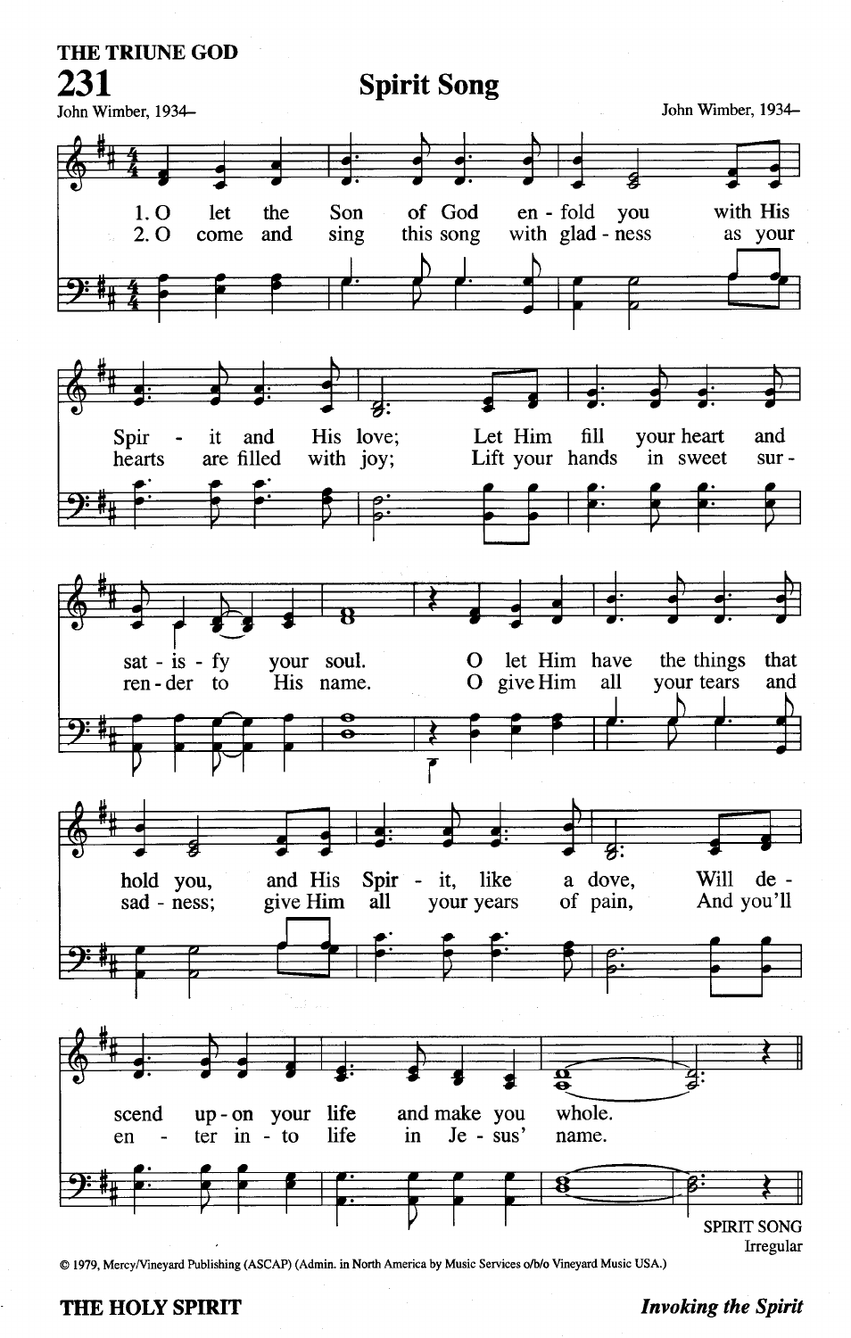THE TRIUNE GOD

# 231 Spirit Song

John Wimber, 1934– John Wimber, 1934–

1. O let the Son of God en - fold you with His Spir - it and His love; Let Him fill your heart and sat - is - fy your soul. O let Him have the things that hold you, and His Spir - it, like a dove, Will de - scend up - on your life and make you whole.

2. O come and sing this song with glad - ness as your hearts are filled with joy; Lift your hands in sweet sur - ren - der to His name. O give Him all your tears and sad - ness; give Him all your years of pain, And you'll en - ter in - to life in Je - sus' name.

SPIRIT SONG
Irregular

© 1979, Mercy/Vineyard Publishing (ASCAP) (Admin. in North America by Music Services o/b/o Vineyard Music USA.)

THE HOLY SPIRIT *Invoking the Spirit*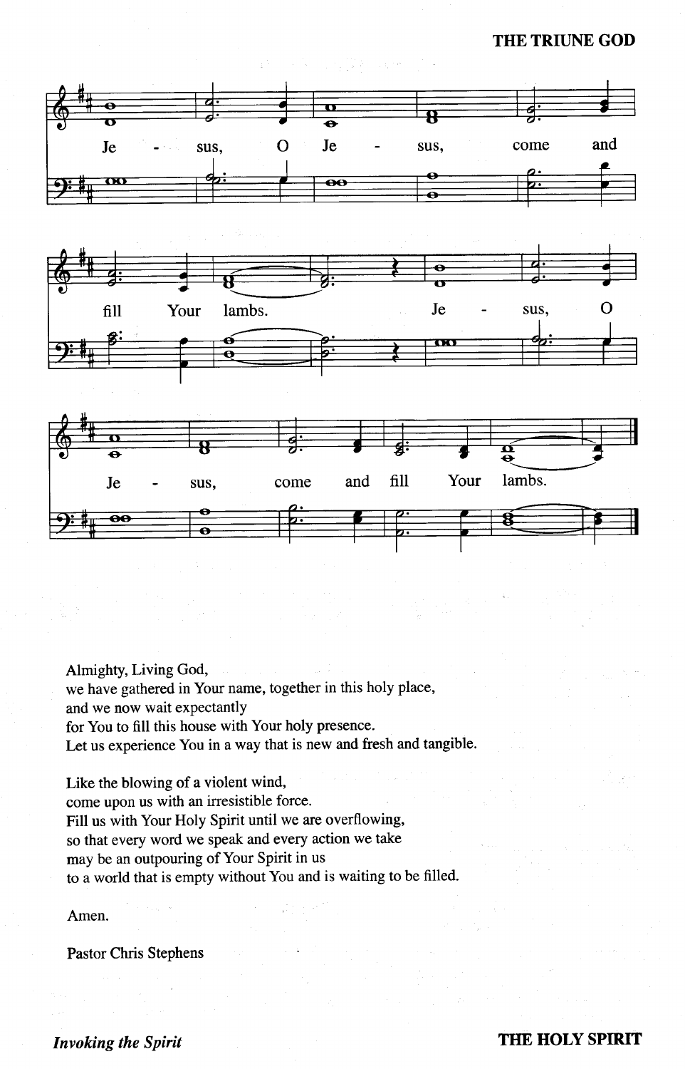Je - sus, O Je - sus, come and fill Your lambs. Je - sus, O Je - sus, come and fill Your lambs.

Almighty, Living God,
we have gathered in Your name, together in this holy place,
and we now wait expectantly
for You to fill this house with Your holy presence.
Let us experience You in a way that is new and fresh and tangible.

Like the blowing of a violent wind,
come upon us with an irresistible force.
Fill us with Your Holy Spirit until we are overflowing,
so that every word we speak and every action we take
may be an outpouring of Your Spirit in us
to a world that is empty without You and is waiting to be filled.

Amen.

Pastor Chris Stephens

*Invoking the Spirit*